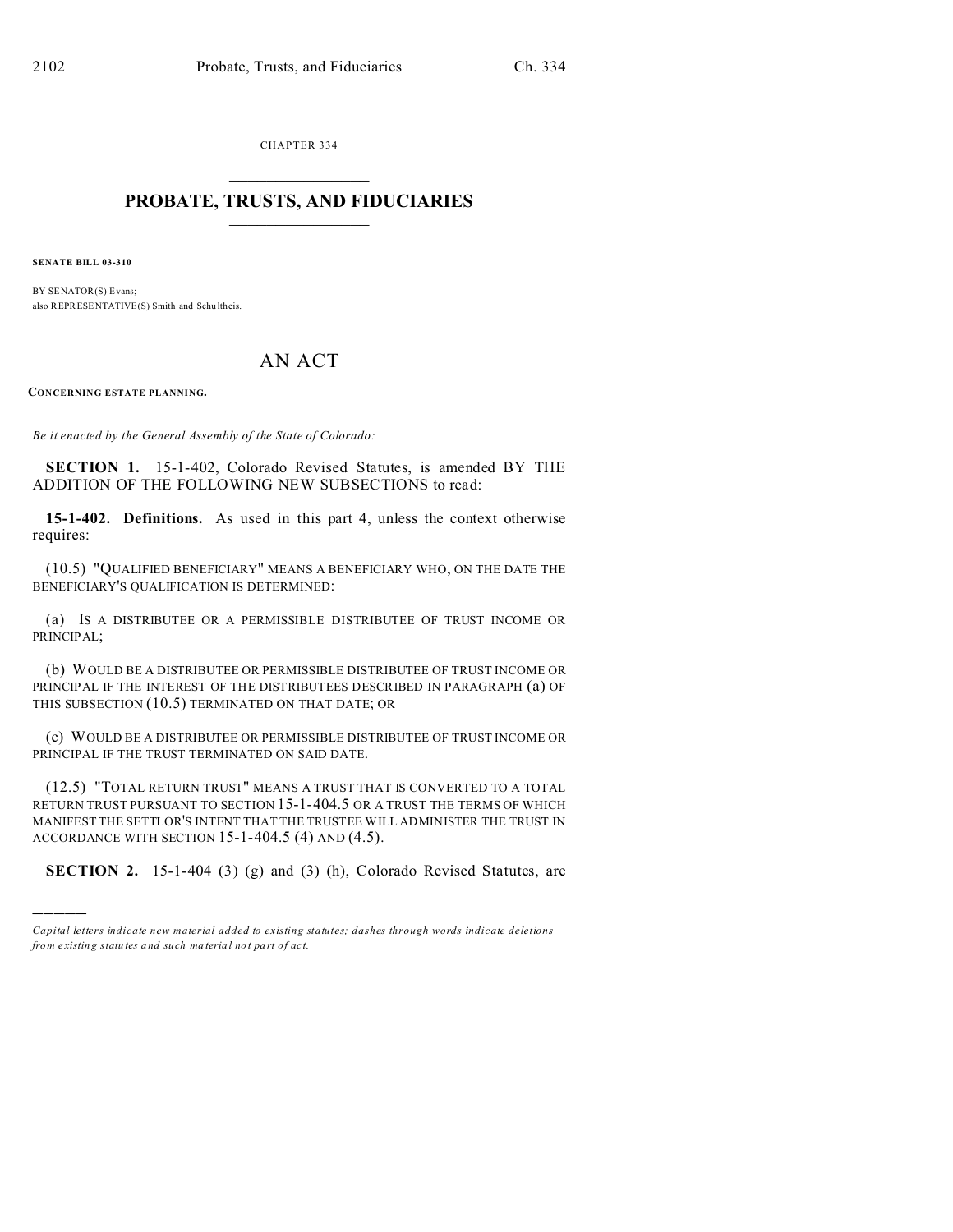CHAPTER 334

# PROBATE, TRUSTS, AND FIDUCIARIES

**SENATE BILL 03-310**

BY SENATOR(S) Evans;
also REPRESENTATIVE(S) Smith and Schultheis.

# AN ACT

**CONCERNING ESTATE PLANNING.**

*Be it enacted by the General Assembly of the State of Colorado:*

**SECTION 1.** 15-1-402, Colorado Revised Statutes, is amended BY THE ADDITION OF THE FOLLOWING NEW SUBSECTIONS to read:

**15-1-402. Definitions.** As used in this part 4, unless the context otherwise requires:

(10.5) "QUALIFIED BENEFICIARY" MEANS A BENEFICIARY WHO, ON THE DATE THE BENEFICIARY'S QUALIFICATION IS DETERMINED:

(a) IS A DISTRIBUTEE OR A PERMISSIBLE DISTRIBUTEE OF TRUST INCOME OR PRINCIPAL;

(b) WOULD BE A DISTRIBUTEE OR PERMISSIBLE DISTRIBUTEE OF TRUST INCOME OR PRINCIPAL IF THE INTEREST OF THE DISTRIBUTEES DESCRIBED IN PARAGRAPH (a) OF THIS SUBSECTION (10.5) TERMINATED ON THAT DATE; OR

(c) WOULD BE A DISTRIBUTEE OR PERMISSIBLE DISTRIBUTEE OF TRUST INCOME OR PRINCIPAL IF THE TRUST TERMINATED ON SAID DATE.

(12.5) "TOTAL RETURN TRUST" MEANS A TRUST THAT IS CONVERTED TO A TOTAL RETURN TRUST PURSUANT TO SECTION 15-1-404.5 OR A TRUST THE TERMS OF WHICH MANIFEST THE SETTLOR'S INTENT THAT THE TRUSTEE WILL ADMINISTER THE TRUST IN ACCORDANCE WITH SECTION 15-1-404.5 (4) AND (4.5).

**SECTION 2.** 15-1-404 (3) (g) and (3) (h), Colorado Revised Statutes, are

---

*Capital letters indicate new material added to existing statutes; dashes through words indicate deletions from existing statutes and such material not part of act.*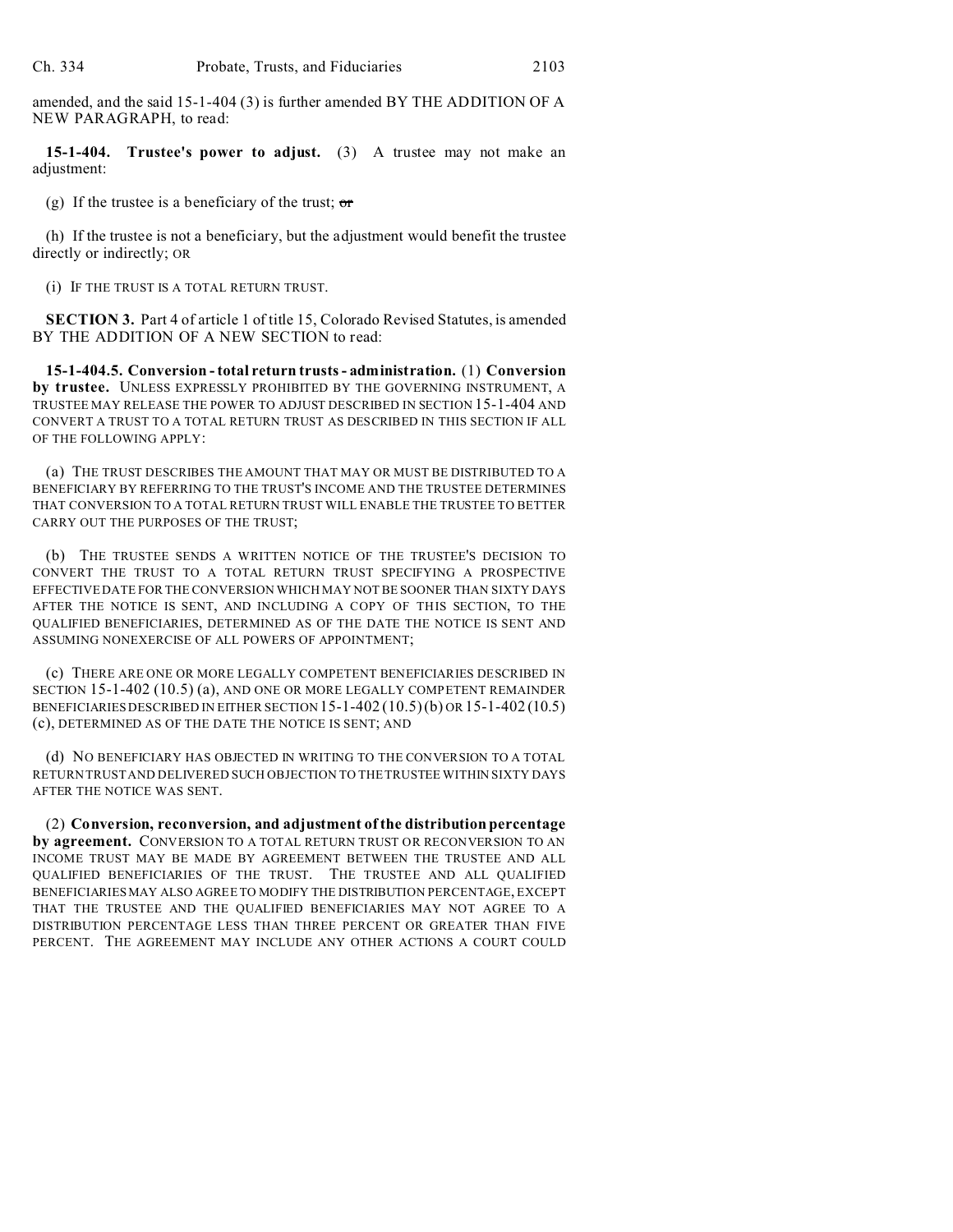amended, and the said 15-1-404 (3) is further amended BY THE ADDITION OF A NEW PARAGRAPH, to read:

**15-1-404. Trustee's power to adjust.** (3) A trustee may not make an adjustment:

(g) If the trustee is a beneficiary of the trust; ~~or~~

(h) If the trustee is not a beneficiary, but the adjustment would benefit the trustee directly or indirectly; OR

(i) IF THE TRUST IS A TOTAL RETURN TRUST.

**SECTION 3.** Part 4 of article 1 of title 15, Colorado Revised Statutes, is amended BY THE ADDITION OF A NEW SECTION to read:

**15-1-404.5. Conversion - total return trusts - administration.** (1) **Conversion by trustee.** UNLESS EXPRESSLY PROHIBITED BY THE GOVERNING INSTRUMENT, A TRUSTEE MAY RELEASE THE POWER TO ADJUST DESCRIBED IN SECTION 15-1-404 AND CONVERT A TRUST TO A TOTAL RETURN TRUST AS DESCRIBED IN THIS SECTION IF ALL OF THE FOLLOWING APPLY:

(a) THE TRUST DESCRIBES THE AMOUNT THAT MAY OR MUST BE DISTRIBUTED TO A BENEFICIARY BY REFERRING TO THE TRUST'S INCOME AND THE TRUSTEE DETERMINES THAT CONVERSION TO A TOTAL RETURN TRUST WILL ENABLE THE TRUSTEE TO BETTER CARRY OUT THE PURPOSES OF THE TRUST;

(b) THE TRUSTEE SENDS A WRITTEN NOTICE OF THE TRUSTEE'S DECISION TO CONVERT THE TRUST TO A TOTAL RETURN TRUST SPECIFYING A PROSPECTIVE EFFECTIVE DATE FOR THE CONVERSION WHICH MAY NOT BE SOONER THAN SIXTY DAYS AFTER THE NOTICE IS SENT, AND INCLUDING A COPY OF THIS SECTION, TO THE QUALIFIED BENEFICIARIES, DETERMINED AS OF THE DATE THE NOTICE IS SENT AND ASSUMING NONEXERCISE OF ALL POWERS OF APPOINTMENT;

(c) THERE ARE ONE OR MORE LEGALLY COMPETENT BENEFICIARIES DESCRIBED IN SECTION 15-1-402 (10.5) (a), AND ONE OR MORE LEGALLY COMPETENT REMAINDER BENEFICIARIES DESCRIBED IN EITHER SECTION 15-1-402 (10.5) (b) OR 15-1-402 (10.5) (c), DETERMINED AS OF THE DATE THE NOTICE IS SENT; AND

(d) NO BENEFICIARY HAS OBJECTED IN WRITING TO THE CONVERSION TO A TOTAL RETURN TRUST AND DELIVERED SUCH OBJECTION TO THE TRUSTEE WITHIN SIXTY DAYS AFTER THE NOTICE WAS SENT.

(2) **Conversion, reconversion, and adjustment of the distribution percentage by agreement.** CONVERSION TO A TOTAL RETURN TRUST OR RECONVERSION TO AN INCOME TRUST MAY BE MADE BY AGREEMENT BETWEEN THE TRUSTEE AND ALL QUALIFIED BENEFICIARIES OF THE TRUST. THE TRUSTEE AND ALL QUALIFIED BENEFICIARIES MAY ALSO AGREE TO MODIFY THE DISTRIBUTION PERCENTAGE, EXCEPT THAT THE TRUSTEE AND THE QUALIFIED BENEFICIARIES MAY NOT AGREE TO A DISTRIBUTION PERCENTAGE LESS THAN THREE PERCENT OR GREATER THAN FIVE PERCENT. THE AGREEMENT MAY INCLUDE ANY OTHER ACTIONS A COURT COULD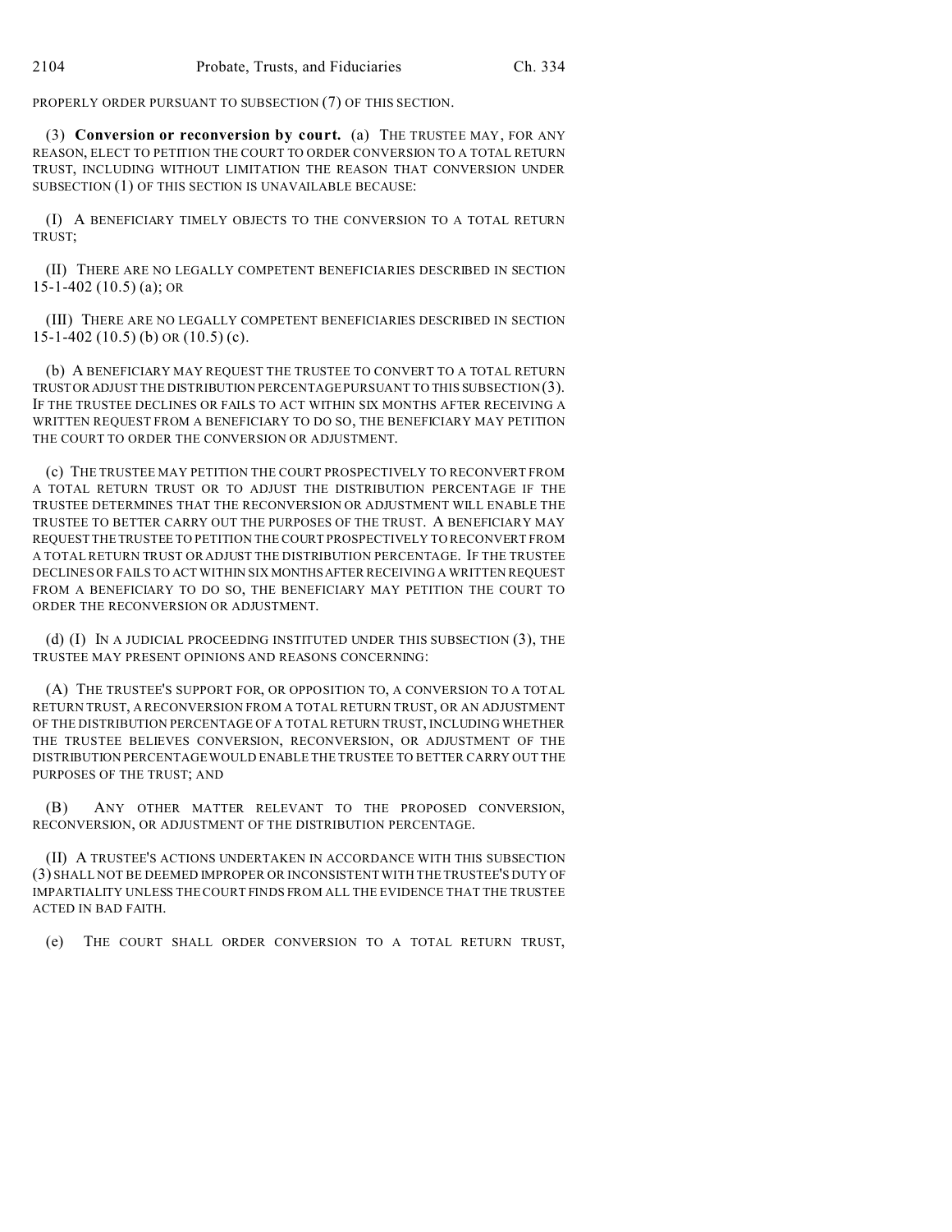PROPERLY ORDER PURSUANT TO SUBSECTION (7) OF THIS SECTION.

(3) **Conversion or reconversion by court.** (a) THE TRUSTEE MAY, FOR ANY REASON, ELECT TO PETITION THE COURT TO ORDER CONVERSION TO A TOTAL RETURN TRUST, INCLUDING WITHOUT LIMITATION THE REASON THAT CONVERSION UNDER SUBSECTION (1) OF THIS SECTION IS UNAVAILABLE BECAUSE:

(I) A BENEFICIARY TIMELY OBJECTS TO THE CONVERSION TO A TOTAL RETURN TRUST;

(II) THERE ARE NO LEGALLY COMPETENT BENEFICIARIES DESCRIBED IN SECTION 15-1-402 (10.5) (a); OR

(III) THERE ARE NO LEGALLY COMPETENT BENEFICIARIES DESCRIBED IN SECTION 15-1-402 (10.5) (b) OR (10.5) (c).

(b) A BENEFICIARY MAY REQUEST THE TRUSTEE TO CONVERT TO A TOTAL RETURN TRUST OR ADJUST THE DISTRIBUTION PERCENTAGE PURSUANT TO THIS SUBSECTION (3). IF THE TRUSTEE DECLINES OR FAILS TO ACT WITHIN SIX MONTHS AFTER RECEIVING A WRITTEN REQUEST FROM A BENEFICIARY TO DO SO, THE BENEFICIARY MAY PETITION THE COURT TO ORDER THE CONVERSION OR ADJUSTMENT.

(c) THE TRUSTEE MAY PETITION THE COURT PROSPECTIVELY TO RECONVERT FROM A TOTAL RETURN TRUST OR TO ADJUST THE DISTRIBUTION PERCENTAGE IF THE TRUSTEE DETERMINES THAT THE RECONVERSION OR ADJUSTMENT WILL ENABLE THE TRUSTEE TO BETTER CARRY OUT THE PURPOSES OF THE TRUST. A BENEFICIARY MAY REQUEST THE TRUSTEE TO PETITION THE COURT PROSPECTIVELY TO RECONVERT FROM A TOTAL RETURN TRUST OR ADJUST THE DISTRIBUTION PERCENTAGE. IF THE TRUSTEE DECLINES OR FAILS TO ACT WITHIN SIX MONTHS AFTER RECEIVING A WRITTEN REQUEST FROM A BENEFICIARY TO DO SO, THE BENEFICIARY MAY PETITION THE COURT TO ORDER THE RECONVERSION OR ADJUSTMENT.

(d) (I) IN A JUDICIAL PROCEEDING INSTITUTED UNDER THIS SUBSECTION (3), THE TRUSTEE MAY PRESENT OPINIONS AND REASONS CONCERNING:

(A) THE TRUSTEE'S SUPPORT FOR, OR OPPOSITION TO, A CONVERSION TO A TOTAL RETURN TRUST, A RECONVERSION FROM A TOTAL RETURN TRUST, OR AN ADJUSTMENT OF THE DISTRIBUTION PERCENTAGE OF A TOTAL RETURN TRUST, INCLUDING WHETHER THE TRUSTEE BELIEVES CONVERSION, RECONVERSION, OR ADJUSTMENT OF THE DISTRIBUTION PERCENTAGE WOULD ENABLE THE TRUSTEE TO BETTER CARRY OUT THE PURPOSES OF THE TRUST; AND

(B) ANY OTHER MATTER RELEVANT TO THE PROPOSED CONVERSION, RECONVERSION, OR ADJUSTMENT OF THE DISTRIBUTION PERCENTAGE.

(II) A TRUSTEE'S ACTIONS UNDERTAKEN IN ACCORDANCE WITH THIS SUBSECTION (3) SHALL NOT BE DEEMED IMPROPER OR INCONSISTENT WITH THE TRUSTEE'S DUTY OF IMPARTIALITY UNLESS THE COURT FINDS FROM ALL THE EVIDENCE THAT THE TRUSTEE ACTED IN BAD FAITH.

(e) THE COURT SHALL ORDER CONVERSION TO A TOTAL RETURN TRUST,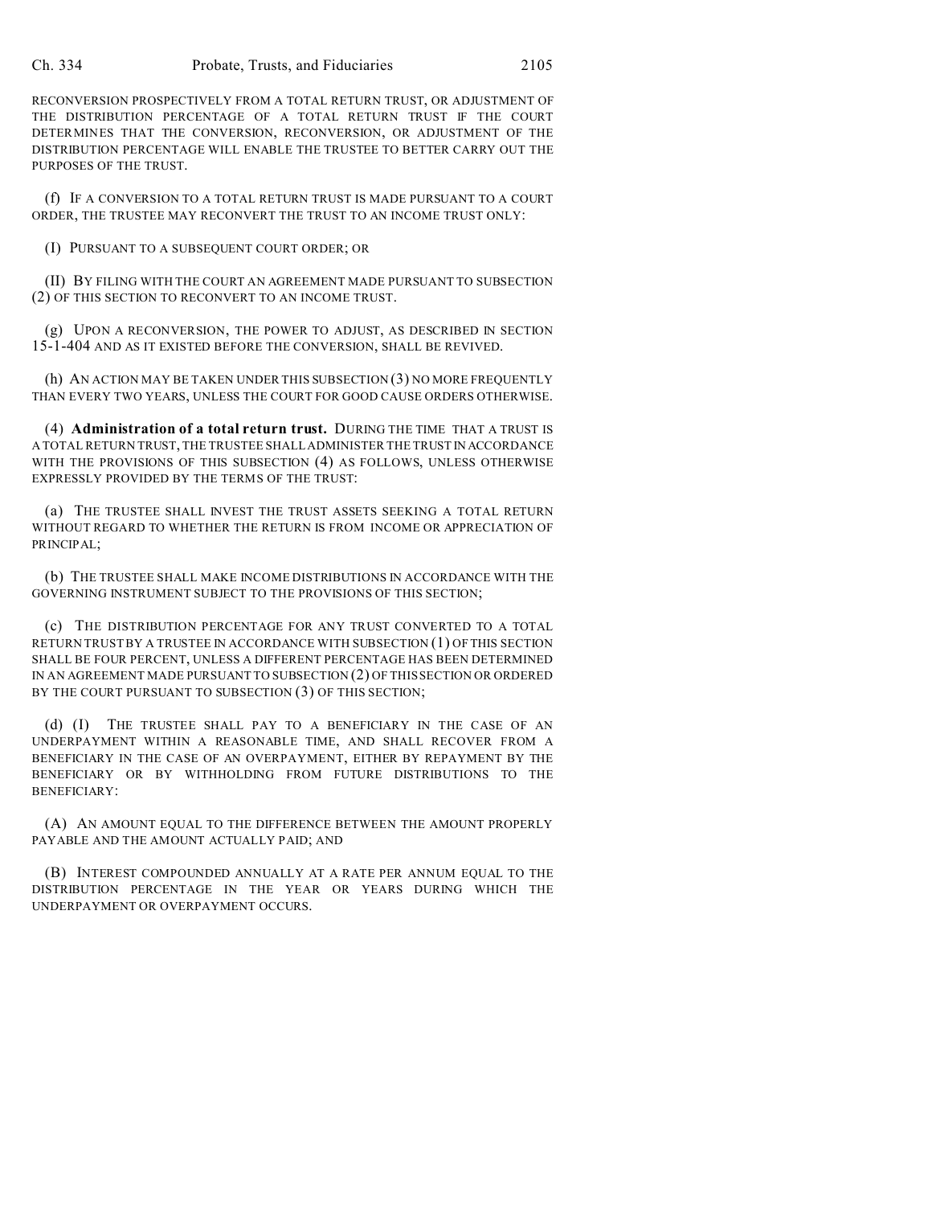RECONVERSION PROSPECTIVELY FROM A TOTAL RETURN TRUST, OR ADJUSTMENT OF THE DISTRIBUTION PERCENTAGE OF A TOTAL RETURN TRUST IF THE COURT DETERMINES THAT THE CONVERSION, RECONVERSION, OR ADJUSTMENT OF THE DISTRIBUTION PERCENTAGE WILL ENABLE THE TRUSTEE TO BETTER CARRY OUT THE PURPOSES OF THE TRUST.

(f) IF A CONVERSION TO A TOTAL RETURN TRUST IS MADE PURSUANT TO A COURT ORDER, THE TRUSTEE MAY RECONVERT THE TRUST TO AN INCOME TRUST ONLY:

(I) PURSUANT TO A SUBSEQUENT COURT ORDER; OR

(II) BY FILING WITH THE COURT AN AGREEMENT MADE PURSUANT TO SUBSECTION (2) OF THIS SECTION TO RECONVERT TO AN INCOME TRUST.

(g) UPON A RECONVERSION, THE POWER TO ADJUST, AS DESCRIBED IN SECTION 15-1-404 AND AS IT EXISTED BEFORE THE CONVERSION, SHALL BE REVIVED.

(h) AN ACTION MAY BE TAKEN UNDER THIS SUBSECTION (3) NO MORE FREQUENTLY THAN EVERY TWO YEARS, UNLESS THE COURT FOR GOOD CAUSE ORDERS OTHERWISE.

(4) **Administration of a total return trust.** DURING THE TIME THAT A TRUST IS A TOTAL RETURN TRUST, THE TRUSTEE SHALL ADMINISTER THE TRUST IN ACCORDANCE WITH THE PROVISIONS OF THIS SUBSECTION (4) AS FOLLOWS, UNLESS OTHERWISE EXPRESSLY PROVIDED BY THE TERMS OF THE TRUST:

(a) THE TRUSTEE SHALL INVEST THE TRUST ASSETS SEEKING A TOTAL RETURN WITHOUT REGARD TO WHETHER THE RETURN IS FROM INCOME OR APPRECIATION OF PRINCIPAL;

(b) THE TRUSTEE SHALL MAKE INCOME DISTRIBUTIONS IN ACCORDANCE WITH THE GOVERNING INSTRUMENT SUBJECT TO THE PROVISIONS OF THIS SECTION;

(c) THE DISTRIBUTION PERCENTAGE FOR ANY TRUST CONVERTED TO A TOTAL RETURN TRUST BY A TRUSTEE IN ACCORDANCE WITH SUBSECTION (1) OF THIS SECTION SHALL BE FOUR PERCENT, UNLESS A DIFFERENT PERCENTAGE HAS BEEN DETERMINED IN AN AGREEMENT MADE PURSUANT TO SUBSECTION (2) OF THIS SECTION OR ORDERED BY THE COURT PURSUANT TO SUBSECTION (3) OF THIS SECTION;

(d) (I) THE TRUSTEE SHALL PAY TO A BENEFICIARY IN THE CASE OF AN UNDERPAYMENT WITHIN A REASONABLE TIME, AND SHALL RECOVER FROM A BENEFICIARY IN THE CASE OF AN OVERPAYMENT, EITHER BY REPAYMENT BY THE BENEFICIARY OR BY WITHHOLDING FROM FUTURE DISTRIBUTIONS TO THE BENEFICIARY:

(A) AN AMOUNT EQUAL TO THE DIFFERENCE BETWEEN THE AMOUNT PROPERLY PAYABLE AND THE AMOUNT ACTUALLY PAID; AND

(B) INTEREST COMPOUNDED ANNUALLY AT A RATE PER ANNUM EQUAL TO THE DISTRIBUTION PERCENTAGE IN THE YEAR OR YEARS DURING WHICH THE UNDERPAYMENT OR OVERPAYMENT OCCURS.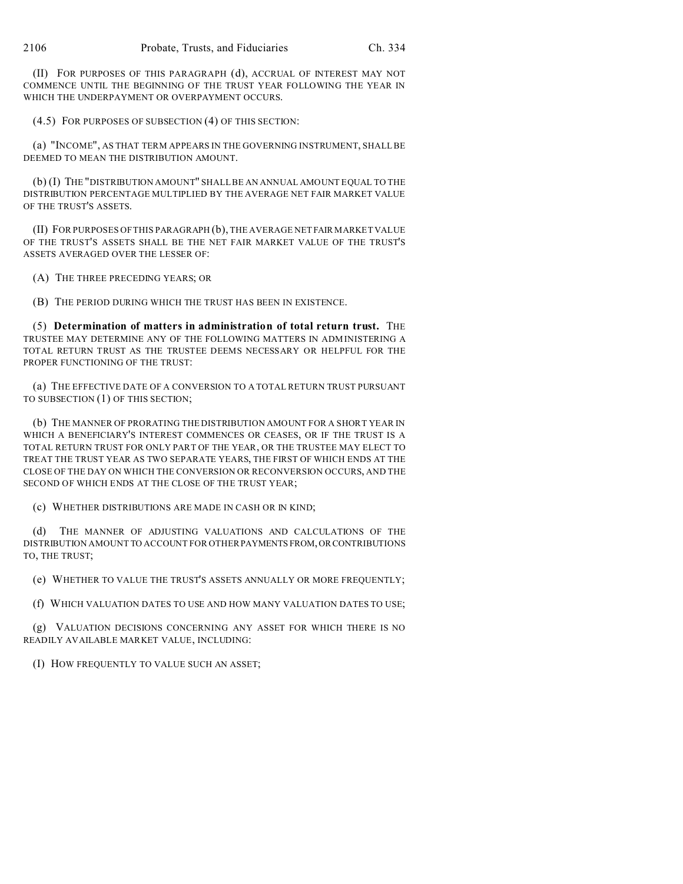(II) FOR PURPOSES OF THIS PARAGRAPH (d), ACCRUAL OF INTEREST MAY NOT COMMENCE UNTIL THE BEGINNING OF THE TRUST YEAR FOLLOWING THE YEAR IN WHICH THE UNDERPAYMENT OR OVERPAYMENT OCCURS.

(4.5) FOR PURPOSES OF SUBSECTION (4) OF THIS SECTION:

(a) "INCOME", AS THAT TERM APPEARS IN THE GOVERNING INSTRUMENT, SHALL BE DEEMED TO MEAN THE DISTRIBUTION AMOUNT.

(b) (I) THE "DISTRIBUTION AMOUNT" SHALL BE AN ANNUAL AMOUNT EQUAL TO THE DISTRIBUTION PERCENTAGE MULTIPLIED BY THE AVERAGE NET FAIR MARKET VALUE OF THE TRUST'S ASSETS.

(II) FOR PURPOSES OF THIS PARAGRAPH (b), THE AVERAGE NET FAIR MARKET VALUE OF THE TRUST'S ASSETS SHALL BE THE NET FAIR MARKET VALUE OF THE TRUST'S ASSETS AVERAGED OVER THE LESSER OF:

(A) THE THREE PRECEDING YEARS; OR

(B) THE PERIOD DURING WHICH THE TRUST HAS BEEN IN EXISTENCE.

(5) **Determination of matters in administration of total return trust.** THE TRUSTEE MAY DETERMINE ANY OF THE FOLLOWING MATTERS IN ADMINISTERING A TOTAL RETURN TRUST AS THE TRUSTEE DEEMS NECESSARY OR HELPFUL FOR THE PROPER FUNCTIONING OF THE TRUST:

(a) THE EFFECTIVE DATE OF A CONVERSION TO A TOTAL RETURN TRUST PURSUANT TO SUBSECTION (1) OF THIS SECTION;

(b) THE MANNER OF PRORATING THE DISTRIBUTION AMOUNT FOR A SHORT YEAR IN WHICH A BENEFICIARY'S INTEREST COMMENCES OR CEASES, OR IF THE TRUST IS A TOTAL RETURN TRUST FOR ONLY PART OF THE YEAR, OR THE TRUSTEE MAY ELECT TO TREAT THE TRUST YEAR AS TWO SEPARATE YEARS, THE FIRST OF WHICH ENDS AT THE CLOSE OF THE DAY ON WHICH THE CONVERSION OR RECONVERSION OCCURS, AND THE SECOND OF WHICH ENDS AT THE CLOSE OF THE TRUST YEAR;

(c) WHETHER DISTRIBUTIONS ARE MADE IN CASH OR IN KIND;

(d) THE MANNER OF ADJUSTING VALUATIONS AND CALCULATIONS OF THE DISTRIBUTION AMOUNT TO ACCOUNT FOR OTHER PAYMENTS FROM, OR CONTRIBUTIONS TO, THE TRUST;

(e) WHETHER TO VALUE THE TRUST'S ASSETS ANNUALLY OR MORE FREQUENTLY;

(f) WHICH VALUATION DATES TO USE AND HOW MANY VALUATION DATES TO USE;

(g) VALUATION DECISIONS CONCERNING ANY ASSET FOR WHICH THERE IS NO READILY AVAILABLE MARKET VALUE, INCLUDING:

(I) HOW FREQUENTLY TO VALUE SUCH AN ASSET;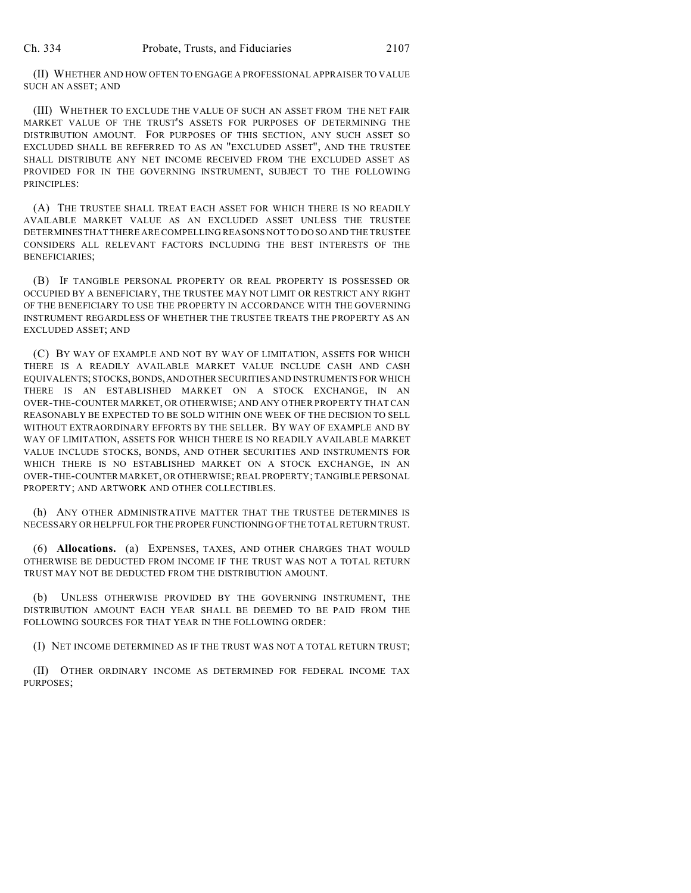(II) WHETHER AND HOW OFTEN TO ENGAGE A PROFESSIONAL APPRAISER TO VALUE SUCH AN ASSET; AND

(III) WHETHER TO EXCLUDE THE VALUE OF SUCH AN ASSET FROM THE NET FAIR MARKET VALUE OF THE TRUST'S ASSETS FOR PURPOSES OF DETERMINING THE DISTRIBUTION AMOUNT. FOR PURPOSES OF THIS SECTION, ANY SUCH ASSET SO EXCLUDED SHALL BE REFERRED TO AS AN "EXCLUDED ASSET", AND THE TRUSTEE SHALL DISTRIBUTE ANY NET INCOME RECEIVED FROM THE EXCLUDED ASSET AS PROVIDED FOR IN THE GOVERNING INSTRUMENT, SUBJECT TO THE FOLLOWING PRINCIPLES:

(A) THE TRUSTEE SHALL TREAT EACH ASSET FOR WHICH THERE IS NO READILY AVAILABLE MARKET VALUE AS AN EXCLUDED ASSET UNLESS THE TRUSTEE DETERMINES THAT THERE ARE COMPELLING REASONS NOT TO DO SO AND THE TRUSTEE CONSIDERS ALL RELEVANT FACTORS INCLUDING THE BEST INTERESTS OF THE BENEFICIARIES;

(B) IF TANGIBLE PERSONAL PROPERTY OR REAL PROPERTY IS POSSESSED OR OCCUPIED BY A BENEFICIARY, THE TRUSTEE MAY NOT LIMIT OR RESTRICT ANY RIGHT OF THE BENEFICIARY TO USE THE PROPERTY IN ACCORDANCE WITH THE GOVERNING INSTRUMENT REGARDLESS OF WHETHER THE TRUSTEE TREATS THE PROPERTY AS AN EXCLUDED ASSET; AND

(C) BY WAY OF EXAMPLE AND NOT BY WAY OF LIMITATION, ASSETS FOR WHICH THERE IS A READILY AVAILABLE MARKET VALUE INCLUDE CASH AND CASH EQUIVALENTS; STOCKS, BONDS, AND OTHER SECURITIES AND INSTRUMENTS FOR WHICH THERE IS AN ESTABLISHED MARKET ON A STOCK EXCHANGE, IN AN OVER-THE-COUNTER MARKET, OR OTHERWISE; AND ANY OTHER PROPERTY THAT CAN REASONABLY BE EXPECTED TO BE SOLD WITHIN ONE WEEK OF THE DECISION TO SELL WITHOUT EXTRAORDINARY EFFORTS BY THE SELLER. BY WAY OF EXAMPLE AND BY WAY OF LIMITATION, ASSETS FOR WHICH THERE IS NO READILY AVAILABLE MARKET VALUE INCLUDE STOCKS, BONDS, AND OTHER SECURITIES AND INSTRUMENTS FOR WHICH THERE IS NO ESTABLISHED MARKET ON A STOCK EXCHANGE, IN AN OVER-THE-COUNTER MARKET, OR OTHERWISE; REAL PROPERTY; TANGIBLE PERSONAL PROPERTY; AND ARTWORK AND OTHER COLLECTIBLES.

(h) ANY OTHER ADMINISTRATIVE MATTER THAT THE TRUSTEE DETERMINES IS NECESSARY OR HELPFUL FOR THE PROPER FUNCTIONING OF THE TOTAL RETURN TRUST.

(6) **Allocations.** (a) EXPENSES, TAXES, AND OTHER CHARGES THAT WOULD OTHERWISE BE DEDUCTED FROM INCOME IF THE TRUST WAS NOT A TOTAL RETURN TRUST MAY NOT BE DEDUCTED FROM THE DISTRIBUTION AMOUNT.

(b) UNLESS OTHERWISE PROVIDED BY THE GOVERNING INSTRUMENT, THE DISTRIBUTION AMOUNT EACH YEAR SHALL BE DEEMED TO BE PAID FROM THE FOLLOWING SOURCES FOR THAT YEAR IN THE FOLLOWING ORDER:

(I) NET INCOME DETERMINED AS IF THE TRUST WAS NOT A TOTAL RETURN TRUST;

(II) OTHER ORDINARY INCOME AS DETERMINED FOR FEDERAL INCOME TAX PURPOSES;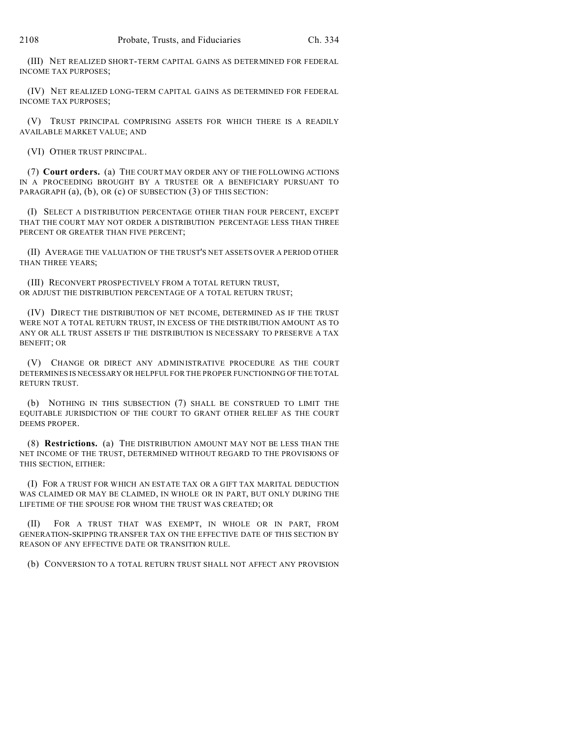(III) NET REALIZED SHORT-TERM CAPITAL GAINS AS DETERMINED FOR FEDERAL INCOME TAX PURPOSES;

(IV) NET REALIZED LONG-TERM CAPITAL GAINS AS DETERMINED FOR FEDERAL INCOME TAX PURPOSES;

(V) TRUST PRINCIPAL COMPRISING ASSETS FOR WHICH THERE IS A READILY AVAILABLE MARKET VALUE; AND

(VI) OTHER TRUST PRINCIPAL.

(7) **Court orders.** (a) THE COURT MAY ORDER ANY OF THE FOLLOWING ACTIONS IN A PROCEEDING BROUGHT BY A TRUSTEE OR A BENEFICIARY PURSUANT TO PARAGRAPH (a), (b), OR (c) OF SUBSECTION (3) OF THIS SECTION:

(I) SELECT A DISTRIBUTION PERCENTAGE OTHER THAN FOUR PERCENT, EXCEPT THAT THE COURT MAY NOT ORDER A DISTRIBUTION PERCENTAGE LESS THAN THREE PERCENT OR GREATER THAN FIVE PERCENT;

(II) AVERAGE THE VALUATION OF THE TRUST'S NET ASSETS OVER A PERIOD OTHER THAN THREE YEARS;

(III) RECONVERT PROSPECTIVELY FROM A TOTAL RETURN TRUST, OR ADJUST THE DISTRIBUTION PERCENTAGE OF A TOTAL RETURN TRUST;

(IV) DIRECT THE DISTRIBUTION OF NET INCOME, DETERMINED AS IF THE TRUST WERE NOT A TOTAL RETURN TRUST, IN EXCESS OF THE DISTRIBUTION AMOUNT AS TO ANY OR ALL TRUST ASSETS IF THE DISTRIBUTION IS NECESSARY TO PRESERVE A TAX BENEFIT; OR

(V) CHANGE OR DIRECT ANY ADMINISTRATIVE PROCEDURE AS THE COURT DETERMINES IS NECESSARY OR HELPFUL FOR THE PROPER FUNCTIONING OF THE TOTAL RETURN TRUST.

(b) NOTHING IN THIS SUBSECTION (7) SHALL BE CONSTRUED TO LIMIT THE EQUITABLE JURISDICTION OF THE COURT TO GRANT OTHER RELIEF AS THE COURT DEEMS PROPER.

(8) **Restrictions.** (a) THE DISTRIBUTION AMOUNT MAY NOT BE LESS THAN THE NET INCOME OF THE TRUST, DETERMINED WITHOUT REGARD TO THE PROVISIONS OF THIS SECTION, EITHER:

(I) FOR A TRUST FOR WHICH AN ESTATE TAX OR A GIFT TAX MARITAL DEDUCTION WAS CLAIMED OR MAY BE CLAIMED, IN WHOLE OR IN PART, BUT ONLY DURING THE LIFETIME OF THE SPOUSE FOR WHOM THE TRUST WAS CREATED; OR

(II) FOR A TRUST THAT WAS EXEMPT, IN WHOLE OR IN PART, FROM GENERATION-SKIPPING TRANSFER TAX ON THE EFFECTIVE DATE OF THIS SECTION BY REASON OF ANY EFFECTIVE DATE OR TRANSITION RULE.

(b) CONVERSION TO A TOTAL RETURN TRUST SHALL NOT AFFECT ANY PROVISION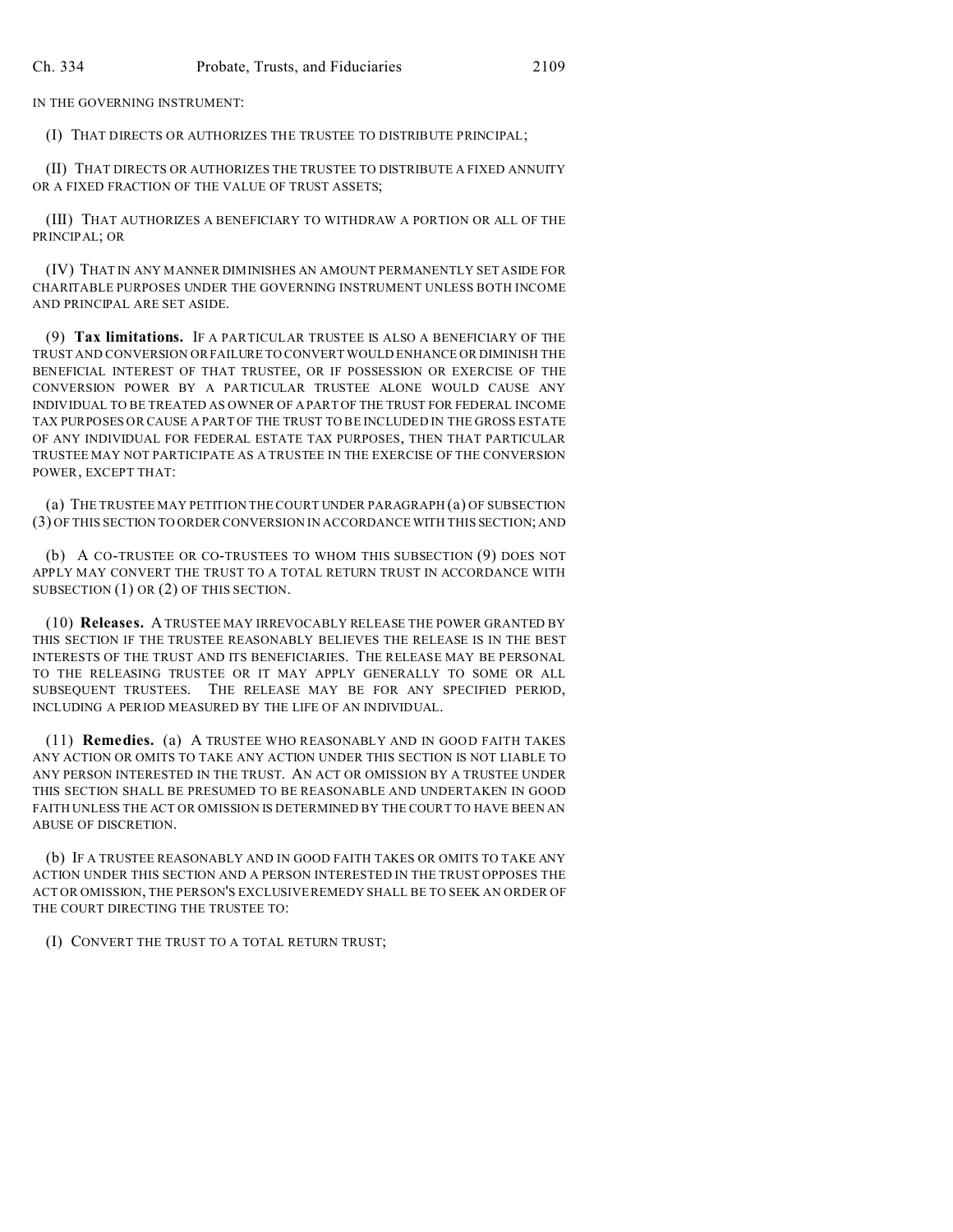IN THE GOVERNING INSTRUMENT:

(I) THAT DIRECTS OR AUTHORIZES THE TRUSTEE TO DISTRIBUTE PRINCIPAL;

(II) THAT DIRECTS OR AUTHORIZES THE TRUSTEE TO DISTRIBUTE A FIXED ANNUITY OR A FIXED FRACTION OF THE VALUE OF TRUST ASSETS;

(III) THAT AUTHORIZES A BENEFICIARY TO WITHDRAW A PORTION OR ALL OF THE PRINCIPAL; OR

(IV) THAT IN ANY MANNER DIMINISHES AN AMOUNT PERMANENTLY SET ASIDE FOR CHARITABLE PURPOSES UNDER THE GOVERNING INSTRUMENT UNLESS BOTH INCOME AND PRINCIPAL ARE SET ASIDE.

(9) **Tax limitations.** IF A PARTICULAR TRUSTEE IS ALSO A BENEFICIARY OF THE TRUST AND CONVERSION OR FAILURE TO CONVERT WOULD ENHANCE OR DIMINISH THE BENEFICIAL INTEREST OF THAT TRUSTEE, OR IF POSSESSION OR EXERCISE OF THE CONVERSION POWER BY A PARTICULAR TRUSTEE ALONE WOULD CAUSE ANY INDIVIDUAL TO BE TREATED AS OWNER OF A PART OF THE TRUST FOR FEDERAL INCOME TAX PURPOSES OR CAUSE A PART OF THE TRUST TO BE INCLUDED IN THE GROSS ESTATE OF ANY INDIVIDUAL FOR FEDERAL ESTATE TAX PURPOSES, THEN THAT PARTICULAR TRUSTEE MAY NOT PARTICIPATE AS A TRUSTEE IN THE EXERCISE OF THE CONVERSION POWER, EXCEPT THAT:

(a) THE TRUSTEE MAY PETITION THE COURT UNDER PARAGRAPH (a) OF SUBSECTION (3) OF THIS SECTION TO ORDER CONVERSION IN ACCORDANCE WITH THIS SECTION; AND

(b) A CO-TRUSTEE OR CO-TRUSTEES TO WHOM THIS SUBSECTION (9) DOES NOT APPLY MAY CONVERT THE TRUST TO A TOTAL RETURN TRUST IN ACCORDANCE WITH SUBSECTION (1) OR (2) OF THIS SECTION.

(10) **Releases.** A TRUSTEE MAY IRREVOCABLY RELEASE THE POWER GRANTED BY THIS SECTION IF THE TRUSTEE REASONABLY BELIEVES THE RELEASE IS IN THE BEST INTERESTS OF THE TRUST AND ITS BENEFICIARIES. THE RELEASE MAY BE PERSONAL TO THE RELEASING TRUSTEE OR IT MAY APPLY GENERALLY TO SOME OR ALL SUBSEQUENT TRUSTEES. THE RELEASE MAY BE FOR ANY SPECIFIED PERIOD, INCLUDING A PERIOD MEASURED BY THE LIFE OF AN INDIVIDUAL.

(11) **Remedies.** (a) A TRUSTEE WHO REASONABLY AND IN GOOD FAITH TAKES ANY ACTION OR OMITS TO TAKE ANY ACTION UNDER THIS SECTION IS NOT LIABLE TO ANY PERSON INTERESTED IN THE TRUST. AN ACT OR OMISSION BY A TRUSTEE UNDER THIS SECTION SHALL BE PRESUMED TO BE REASONABLE AND UNDERTAKEN IN GOOD FAITH UNLESS THE ACT OR OMISSION IS DETERMINED BY THE COURT TO HAVE BEEN AN ABUSE OF DISCRETION.

(b) IF A TRUSTEE REASONABLY AND IN GOOD FAITH TAKES OR OMITS TO TAKE ANY ACTION UNDER THIS SECTION AND A PERSON INTERESTED IN THE TRUST OPPOSES THE ACT OR OMISSION, THE PERSON'S EXCLUSIVE REMEDY SHALL BE TO SEEK AN ORDER OF THE COURT DIRECTING THE TRUSTEE TO:

(I) CONVERT THE TRUST TO A TOTAL RETURN TRUST;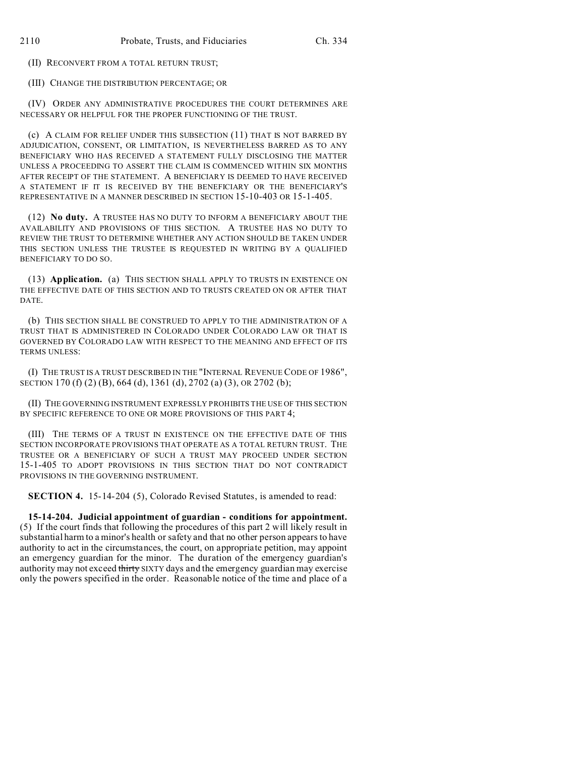(II) RECONVERT FROM A TOTAL RETURN TRUST;

(III) CHANGE THE DISTRIBUTION PERCENTAGE; OR

(IV) ORDER ANY ADMINISTRATIVE PROCEDURES THE COURT DETERMINES ARE NECESSARY OR HELPFUL FOR THE PROPER FUNCTIONING OF THE TRUST.

(c) A CLAIM FOR RELIEF UNDER THIS SUBSECTION (11) THAT IS NOT BARRED BY ADJUDICATION, CONSENT, OR LIMITATION, IS NEVERTHELESS BARRED AS TO ANY BENEFICIARY WHO HAS RECEIVED A STATEMENT FULLY DISCLOSING THE MATTER UNLESS A PROCEEDING TO ASSERT THE CLAIM IS COMMENCED WITHIN SIX MONTHS AFTER RECEIPT OF THE STATEMENT. A BENEFICIARY IS DEEMED TO HAVE RECEIVED A STATEMENT IF IT IS RECEIVED BY THE BENEFICIARY OR THE BENEFICIARY'S REPRESENTATIVE IN A MANNER DESCRIBED IN SECTION 15-10-403 OR 15-1-405.

(12) **No duty.** A TRUSTEE HAS NO DUTY TO INFORM A BENEFICIARY ABOUT THE AVAILABILITY AND PROVISIONS OF THIS SECTION. A TRUSTEE HAS NO DUTY TO REVIEW THE TRUST TO DETERMINE WHETHER ANY ACTION SHOULD BE TAKEN UNDER THIS SECTION UNLESS THE TRUSTEE IS REQUESTED IN WRITING BY A QUALIFIED BENEFICIARY TO DO SO.

(13) **Application.** (a) THIS SECTION SHALL APPLY TO TRUSTS IN EXISTENCE ON THE EFFECTIVE DATE OF THIS SECTION AND TO TRUSTS CREATED ON OR AFTER THAT DATE.

(b) THIS SECTION SHALL BE CONSTRUED TO APPLY TO THE ADMINISTRATION OF A TRUST THAT IS ADMINISTERED IN COLORADO UNDER COLORADO LAW OR THAT IS GOVERNED BY COLORADO LAW WITH RESPECT TO THE MEANING AND EFFECT OF ITS TERMS UNLESS:

(I) THE TRUST IS A TRUST DESCRIBED IN THE "INTERNAL REVENUE CODE OF 1986", SECTION 170 (f) (2) (B), 664 (d), 1361 (d), 2702 (a) (3), OR 2702 (b);

(II) THE GOVERNING INSTRUMENT EXPRESSLY PROHIBITS THE USE OF THIS SECTION BY SPECIFIC REFERENCE TO ONE OR MORE PROVISIONS OF THIS PART 4;

(III) THE TERMS OF A TRUST IN EXISTENCE ON THE EFFECTIVE DATE OF THIS SECTION INCORPORATE PROVISIONS THAT OPERATE AS A TOTAL RETURN TRUST. THE TRUSTEE OR A BENEFICIARY OF SUCH A TRUST MAY PROCEED UNDER SECTION 15-1-405 TO ADOPT PROVISIONS IN THIS SECTION THAT DO NOT CONTRADICT PROVISIONS IN THE GOVERNING INSTRUMENT.

**SECTION 4.** 15-14-204 (5), Colorado Revised Statutes, is amended to read:

**15-14-204. Judicial appointment of guardian - conditions for appointment.** (5) If the court finds that following the procedures of this part 2 will likely result in substantial harm to a minor's health or safety and that no other person appears to have authority to act in the circumstances, the court, on appropriate petition, may appoint an emergency guardian for the minor. The duration of the emergency guardian's authority may not exceed ~~thirty~~ SIXTY days and the emergency guardian may exercise only the powers specified in the order. Reasonable notice of the time and place of a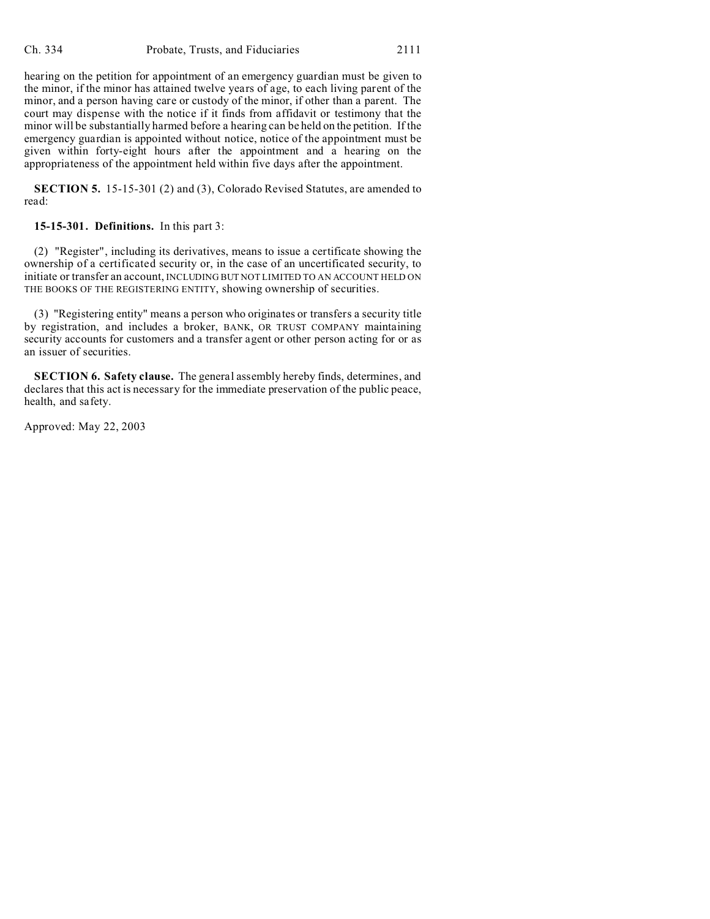hearing on the petition for appointment of an emergency guardian must be given to the minor, if the minor has attained twelve years of age, to each living parent of the minor, and a person having care or custody of the minor, if other than a parent. The court may dispense with the notice if it finds from affidavit or testimony that the minor will be substantially harmed before a hearing can be held on the petition. If the emergency guardian is appointed without notice, notice of the appointment must be given within forty-eight hours after the appointment and a hearing on the appropriateness of the appointment held within five days after the appointment.

**SECTION 5.** 15-15-301 (2) and (3), Colorado Revised Statutes, are amended to read:

**15-15-301. Definitions.** In this part 3:

(2) "Register", including its derivatives, means to issue a certificate showing the ownership of a certificated security or, in the case of an uncertificated security, to initiate or transfer an account, INCLUDING BUT NOT LIMITED TO AN ACCOUNT HELD ON THE BOOKS OF THE REGISTERING ENTITY, showing ownership of securities.

(3) "Registering entity" means a person who originates or transfers a security title by registration, and includes a broker, BANK, OR TRUST COMPANY maintaining security accounts for customers and a transfer agent or other person acting for or as an issuer of securities.

**SECTION 6. Safety clause.** The general assembly hereby finds, determines, and declares that this act is necessary for the immediate preservation of the public peace, health, and safety.

Approved: May 22, 2003